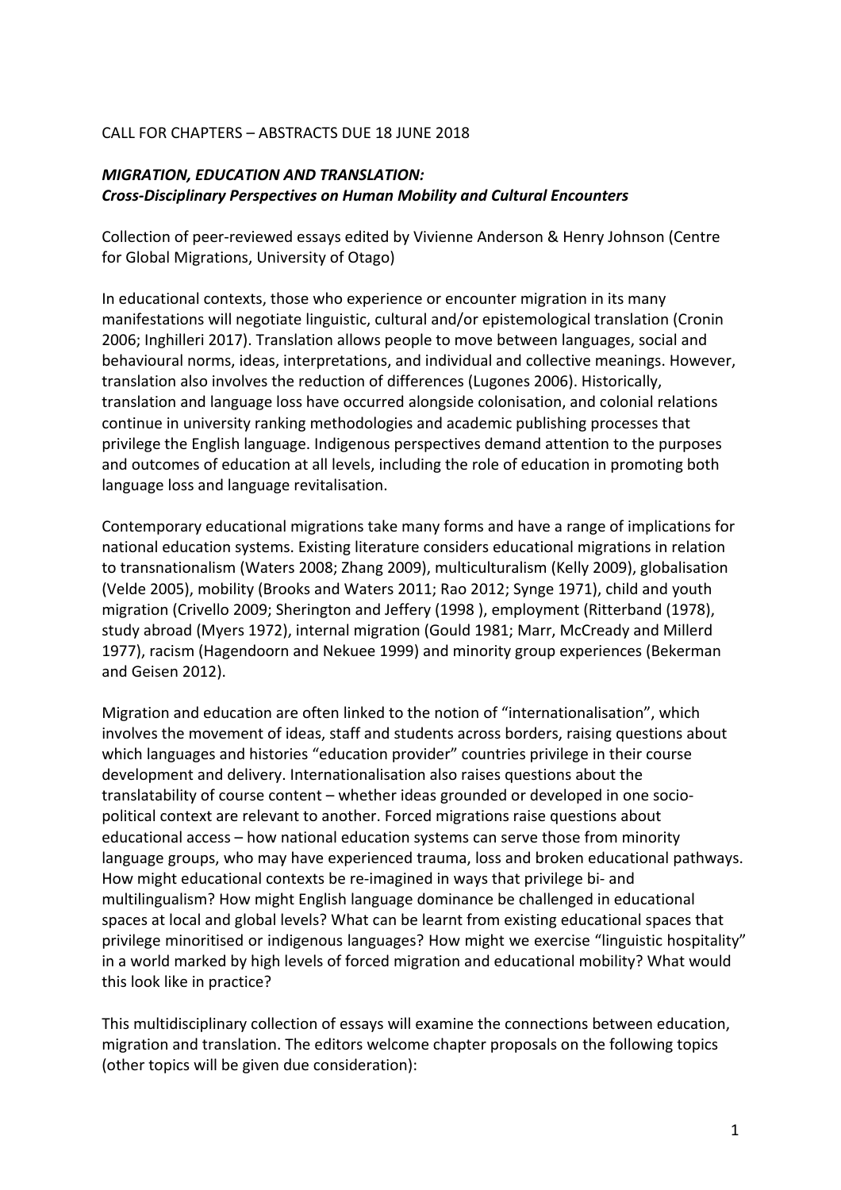CALL FOR CHAPTERS – ABSTRACTS DUE 18 JUNE 2018

***MIGRATION, EDUCATION AND TRANSLATION:***
***Cross-Disciplinary Perspectives on Human Mobility and Cultural Encounters***

Collection of peer-reviewed essays edited by Vivienne Anderson & Henry Johnson (Centre for Global Migrations, University of Otago)

In educational contexts, those who experience or encounter migration in its many manifestations will negotiate linguistic, cultural and/or epistemological translation (Cronin 2006; Inghilleri 2017). Translation allows people to move between languages, social and behavioural norms, ideas, interpretations, and individual and collective meanings. However, translation also involves the reduction of differences (Lugones 2006). Historically, translation and language loss have occurred alongside colonisation, and colonial relations continue in university ranking methodologies and academic publishing processes that privilege the English language. Indigenous perspectives demand attention to the purposes and outcomes of education at all levels, including the role of education in promoting both language loss and language revitalisation.

Contemporary educational migrations take many forms and have a range of implications for national education systems. Existing literature considers educational migrations in relation to transnationalism (Waters 2008; Zhang 2009), multiculturalism (Kelly 2009), globalisation (Velde 2005), mobility (Brooks and Waters 2011; Rao 2012; Synge 1971), child and youth migration (Crivello 2009; Sherington and Jeffery (1998 ), employment (Ritterband (1978), study abroad (Myers 1972), internal migration (Gould 1981; Marr, McCready and Millerd 1977), racism (Hagendoorn and Nekuee 1999) and minority group experiences (Bekerman and Geisen 2012).

Migration and education are often linked to the notion of "internationalisation", which involves the movement of ideas, staff and students across borders, raising questions about which languages and histories "education provider" countries privilege in their course development and delivery. Internationalisation also raises questions about the translatability of course content – whether ideas grounded or developed in one socio-political context are relevant to another. Forced migrations raise questions about educational access – how national education systems can serve those from minority language groups, who may have experienced trauma, loss and broken educational pathways. How might educational contexts be re-imagined in ways that privilege bi- and multilingualism? How might English language dominance be challenged in educational spaces at local and global levels? What can be learnt from existing educational spaces that privilege minoritised or indigenous languages? How might we exercise "linguistic hospitality" in a world marked by high levels of forced migration and educational mobility? What would this look like in practice?

This multidisciplinary collection of essays will examine the connections between education, migration and translation. The editors welcome chapter proposals on the following topics (other topics will be given due consideration):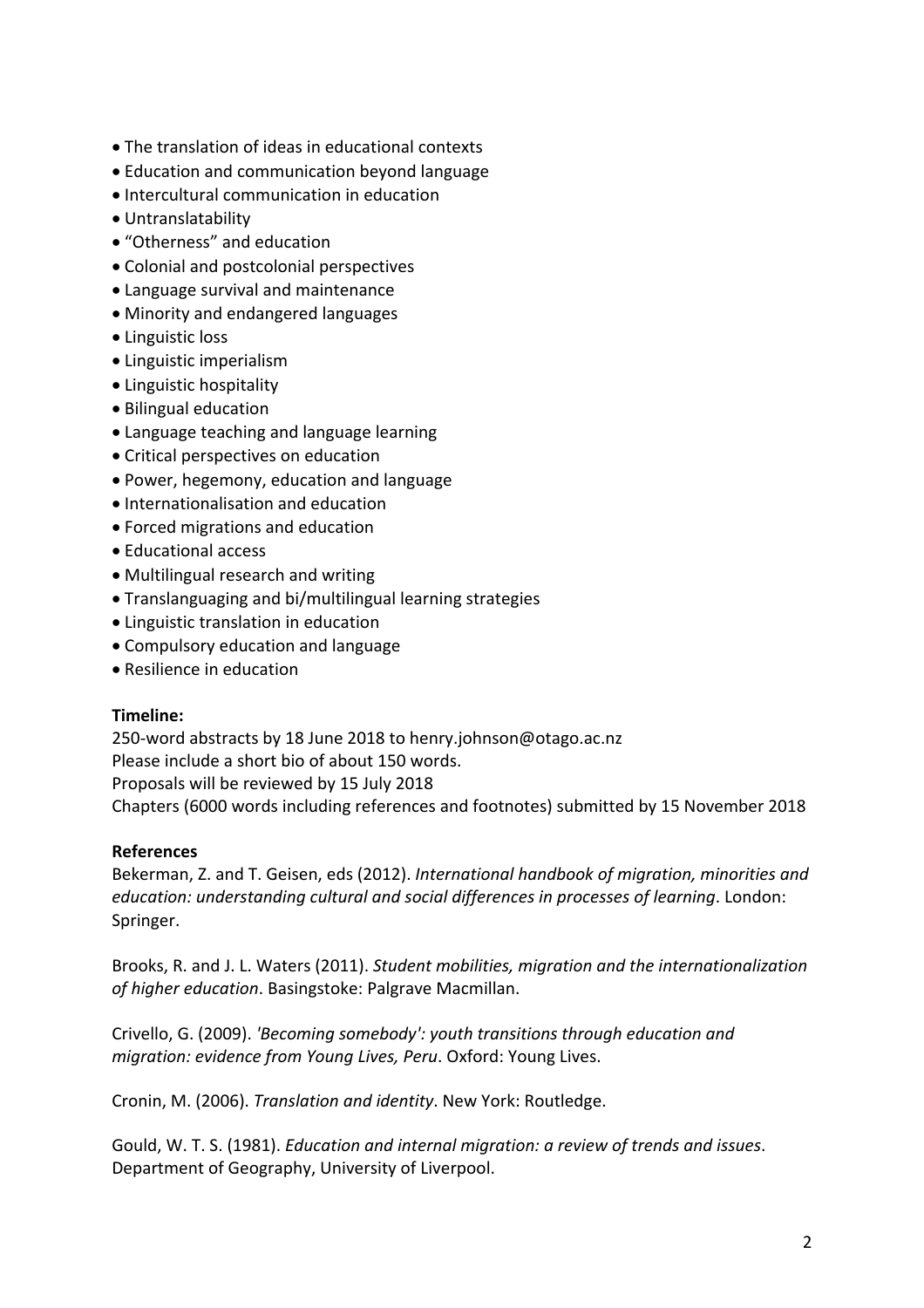- The translation of ideas in educational contexts
- Education and communication beyond language
- Intercultural communication in education
- Untranslatability
- “Otherness” and education
- Colonial and postcolonial perspectives
- Language survival and maintenance
- Minority and endangered languages
- Linguistic loss
- Linguistic imperialism
- Linguistic hospitality
- Bilingual education
- Language teaching and language learning
- Critical perspectives on education
- Power, hegemony, education and language
- Internationalisation and education
- Forced migrations and education
- Educational access
- Multilingual research and writing
- Translanguaging and bi/multilingual learning strategies
- Linguistic translation in education
- Compulsory education and language
- Resilience in education

**Timeline:**

250-word abstracts by 18 June 2018 to henry.johnson@otago.ac.nz
Please include a short bio of about 150 words.
Proposals will be reviewed by 15 July 2018
Chapters (6000 words including references and footnotes) submitted by 15 November 2018

**References**

Bekerman, Z. and T. Geisen, eds (2012). *International handbook of migration, minorities and education: understanding cultural and social differences in processes of learning*. London: Springer.

Brooks, R. and J. L. Waters (2011). *Student mobilities, migration and the internationalization of higher education*. Basingstoke: Palgrave Macmillan.

Crivello, G. (2009). *'Becoming somebody': youth transitions through education and migration: evidence from Young Lives, Peru*. Oxford: Young Lives.

Cronin, M. (2006). *Translation and identity*. New York: Routledge.

Gould, W. T. S. (1981). *Education and internal migration: a review of trends and issues*. Department of Geography, University of Liverpool.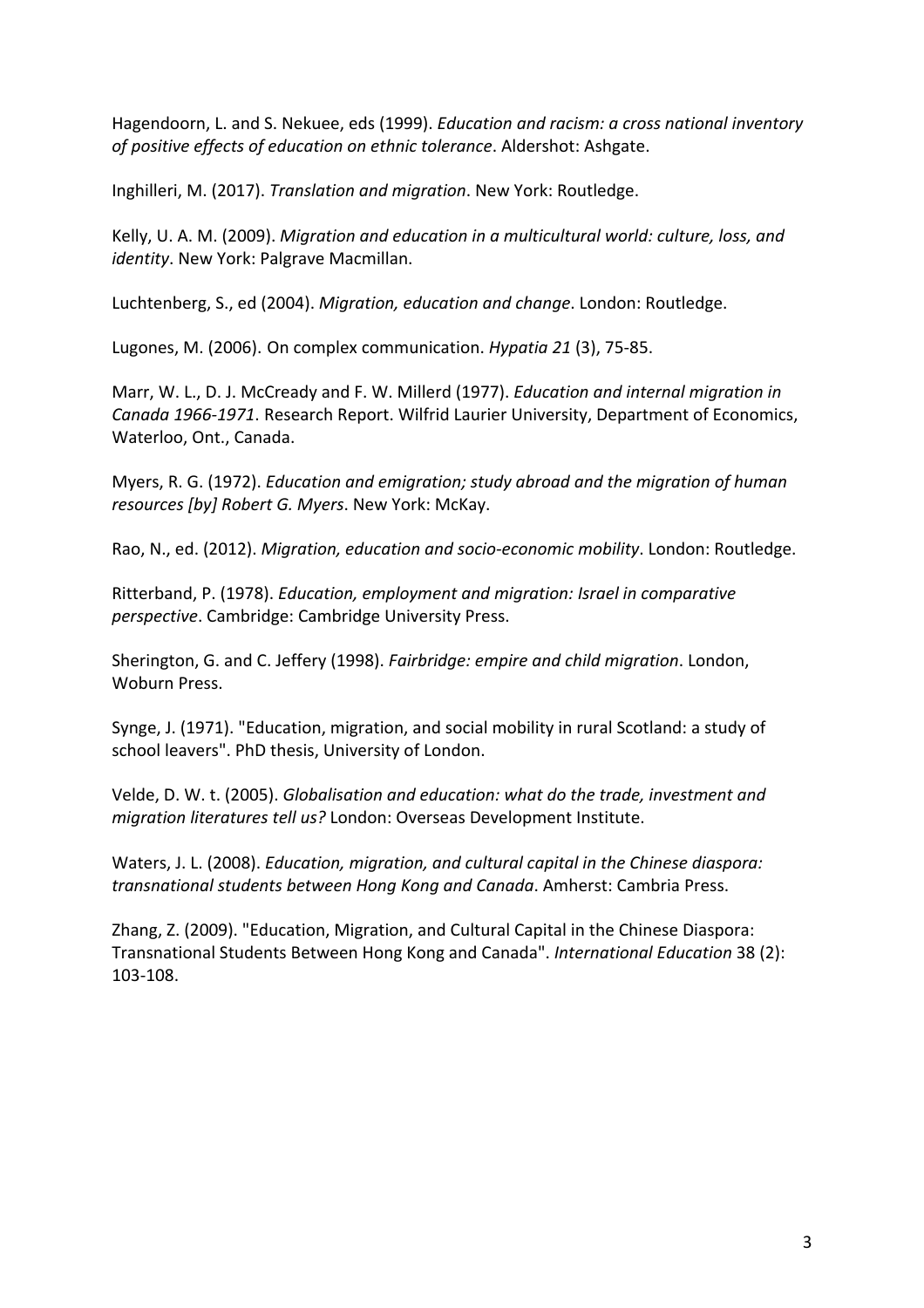Hagendoorn, L. and S. Nekuee, eds (1999). *Education and racism: a cross national inventory of positive effects of education on ethnic tolerance*. Aldershot: Ashgate.

Inghilleri, M. (2017). *Translation and migration*. New York: Routledge.

Kelly, U. A. M. (2009). *Migration and education in a multicultural world: culture, loss, and identity*. New York: Palgrave Macmillan.

Luchtenberg, S., ed (2004). *Migration, education and change*. London: Routledge.

Lugones, M. (2006). On complex communication. *Hypatia 21* (3), 75-85.

Marr, W. L., D. J. McCready and F. W. Millerd (1977). *Education and internal migration in Canada 1966-1971*. Research Report. Wilfrid Laurier University, Department of Economics, Waterloo, Ont., Canada.

Myers, R. G. (1972). *Education and emigration; study abroad and the migration of human resources [by] Robert G. Myers*. New York: McKay.

Rao, N., ed. (2012). *Migration, education and socio-economic mobility*. London: Routledge.

Ritterband, P. (1978). *Education, employment and migration: Israel in comparative perspective*. Cambridge: Cambridge University Press.

Sherington, G. and C. Jeffery (1998). *Fairbridge: empire and child migration*. London, Woburn Press.

Synge, J. (1971). "Education, migration, and social mobility in rural Scotland: a study of school leavers". PhD thesis, University of London.

Velde, D. W. t. (2005). *Globalisation and education: what do the trade, investment and migration literatures tell us?* London: Overseas Development Institute.

Waters, J. L. (2008). *Education, migration, and cultural capital in the Chinese diaspora: transnational students between Hong Kong and Canada*. Amherst: Cambria Press.

Zhang, Z. (2009). "Education, Migration, and Cultural Capital in the Chinese Diaspora: Transnational Students Between Hong Kong and Canada". *International Education* 38 (2): 103-108.